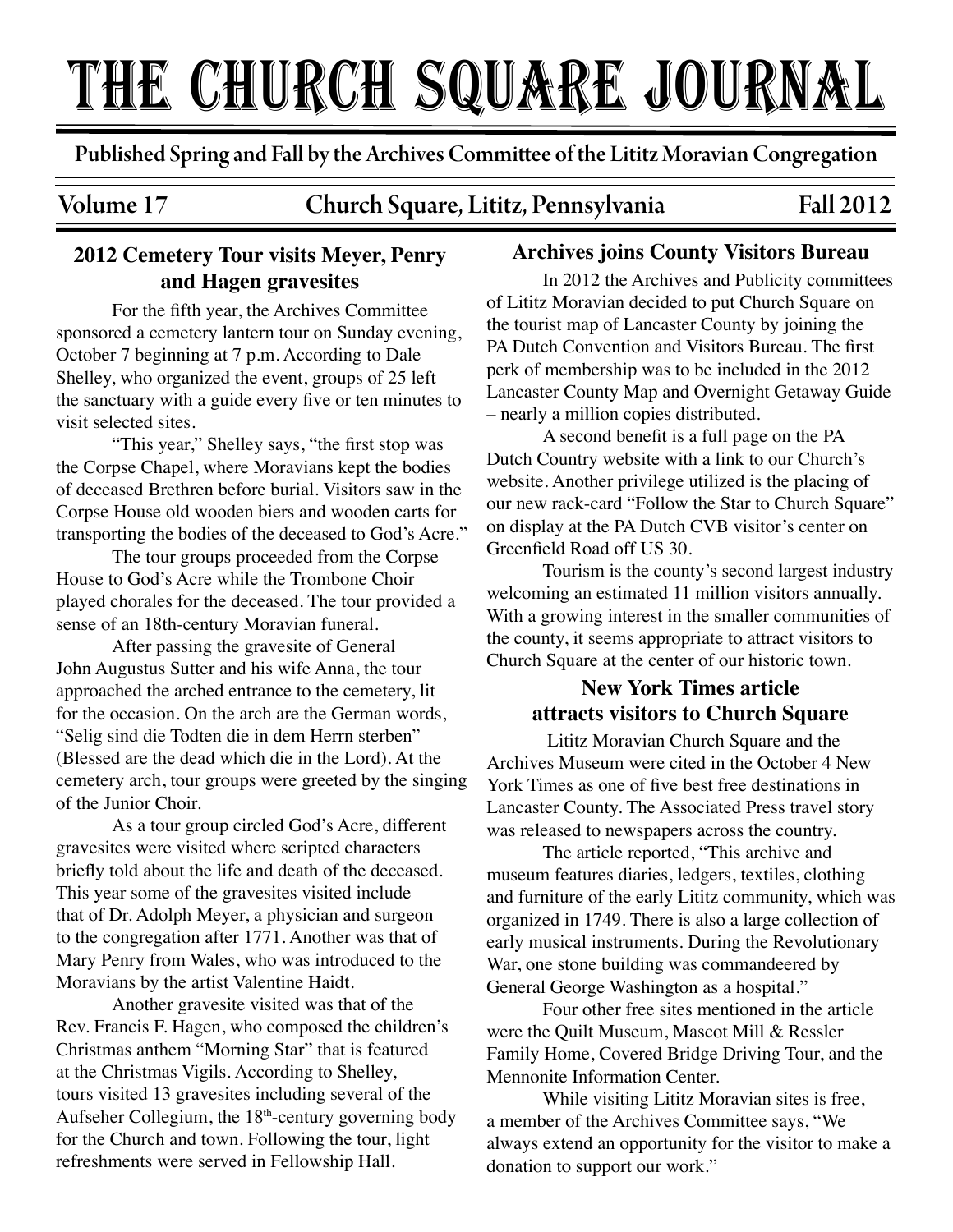# THE CHURCH SQUARE JOURNAL

**Published Spring and Fall by the Archives Committee of the Lititz Moravian Congregation**

**Volume 17 — Church Square, Lititz, Pennsylvania — Fall 2012**

## 2012 Cemetery Tour visits Meyer, Penry and Hagen gravesites

For the fifth year, the Archives Committee sponsored a cemetery lantern tour on Sunday evening, October 7 beginning at 7 p.m. According to Dale Shelley, who organized the event, groups of 25 left the sanctuary with a guide every five or ten minutes to visit selected sites.

"This year," Shelley says, "the first stop was the Corpse Chapel, where Moravians kept the bodies of deceased Brethren before burial. Visitors saw in the Corpse House old wooden biers and wooden carts for transporting the bodies of the deceased to God's Acre."

The tour groups proceeded from the Corpse House to God's Acre while the Trombone Choir played chorales for the deceased. The tour provided a sense of an 18th-century Moravian funeral.

After passing the gravesite of General John Augustus Sutter and his wife Anna, the tour approached the arched entrance to the cemetery, lit for the occasion. On the arch are the German words, "Selig sind die Todten die in dem Herrn sterben" (Blessed are the dead which die in the Lord). At the cemetery arch, tour groups were greeted by the singing of the Junior Choir.

As a tour group circled God's Acre, different gravesites were visited where scripted characters briefly told about the life and death of the deceased. This year some of the gravesites visited include that of Dr. Adolph Meyer, a physician and surgeon to the congregation after 1771. Another was that of Mary Penry from Wales, who was introduced to the Moravians by the artist Valentine Haidt.

Another gravesite visited was that of the Rev. Francis F. Hagen, who composed the children's Christmas anthem "Morning Star" that is featured at the Christmas Vigils. According to Shelley, tours visited 13 gravesites including several of the Aufseher Collegium, the 18th-century governing body for the Church and town. Following the tour, light refreshments were served in Fellowship Hall.

## Archives joins County Visitors Bureau

In 2012 the Archives and Publicity committees of Lititz Moravian decided to put Church Square on the tourist map of Lancaster County by joining the PA Dutch Convention and Visitors Bureau. The first perk of membership was to be included in the 2012 Lancaster County Map and Overnight Getaway Guide – nearly a million copies distributed.

A second benefit is a full page on the PA Dutch Country website with a link to our Church's website. Another privilege utilized is the placing of our new rack-card "Follow the Star to Church Square" on display at the PA Dutch CVB visitor's center on Greenfield Road off US 30.

Tourism is the county's second largest industry welcoming an estimated 11 million visitors annually. With a growing interest in the smaller communities of the county, it seems appropriate to attract visitors to Church Square at the center of our historic town.

## New York Times article attracts visitors to Church Square

Lititz Moravian Church Square and the Archives Museum were cited in the October 4 New York Times as one of five best free destinations in Lancaster County. The Associated Press travel story was released to newspapers across the country.

The article reported, "This archive and museum features diaries, ledgers, textiles, clothing and furniture of the early Lititz community, which was organized in 1749. There is also a large collection of early musical instruments. During the Revolutionary War, one stone building was commandeered by General George Washington as a hospital."

Four other free sites mentioned in the article were the Quilt Museum, Mascot Mill & Ressler Family Home, Covered Bridge Driving Tour, and the Mennonite Information Center.

While visiting Lititz Moravian sites is free, a member of the Archives Committee says, "We always extend an opportunity for the visitor to make a donation to support our work."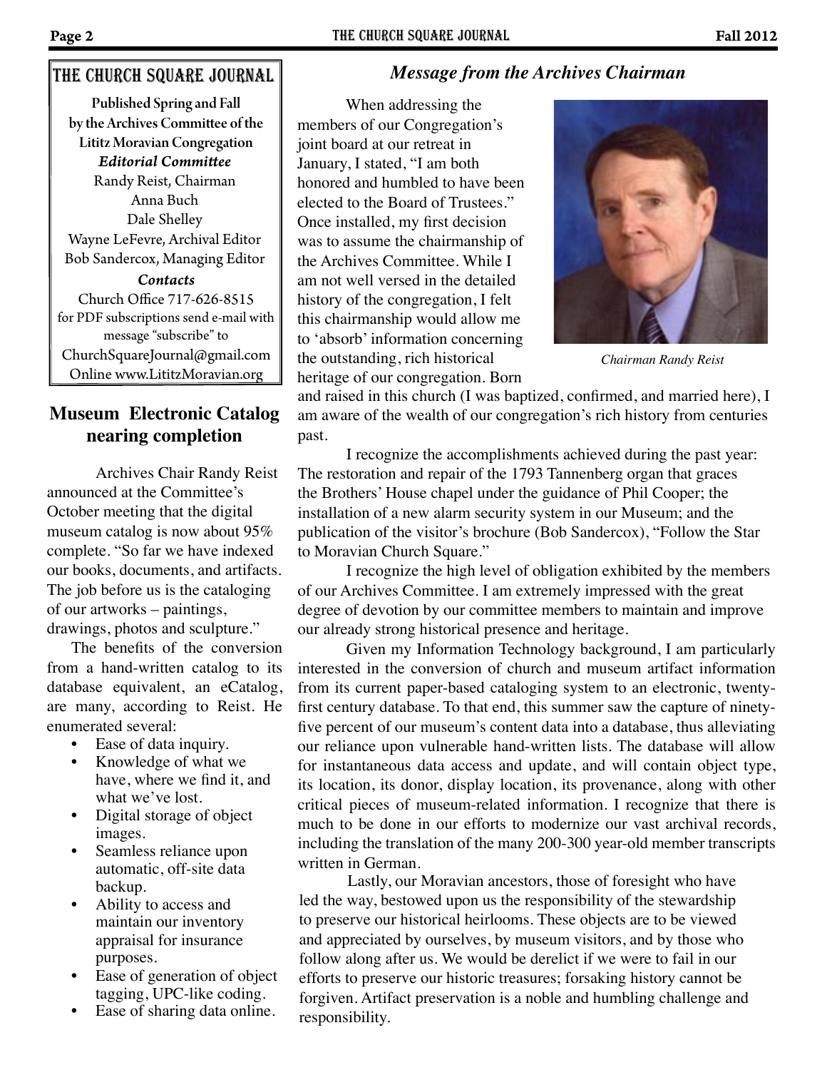## The Church Square Journal

**Published Spring and Fall by the Archives Committee of the Lititz Moravian Congregation**

***Editorial Committee***

Randy Reist, Chairman
Anna Buch
Dale Shelley
Wayne LeFevre, Archival Editor
Bob Sandercox, Managing Editor

***Contacts***

Church Office 717-626-8515
for PDF subscriptions send e-mail with message "subscribe" to
ChurchSquareJournal@gmail.com
Online www.LititzMoravian.org

## Museum Electronic Catalog nearing completion

Archives Chair Randy Reist announced at the Committee's October meeting that the digital museum catalog is now about 95% complete. "So far we have indexed our books, documents, and artifacts. The job before us is the cataloging of our artworks – paintings, drawings, photos and sculpture."

The benefits of the conversion from a hand-written catalog to its database equivalent, an eCatalog, are many, according to Reist. He enumerated several:

- Ease of data inquiry.
- Knowledge of what we have, where we find it, and what we've lost.
- Digital storage of object images.
- Seamless reliance upon automatic, off-site data backup.
- Ability to access and maintain our inventory appraisal for insurance purposes.
- Ease of generation of object tagging, UPC-like coding.
- Ease of sharing data online.

## *Message from the Archives Chairman*

When addressing the members of our Congregation's joint board at our retreat in January, I stated, "I am both honored and humbled to have been elected to the Board of Trustees." Once installed, my first decision was to assume the chairmanship of the Archives Committee. While I am not well versed in the detailed history of the congregation, I felt this chairmanship would allow me to 'absorb' information concerning the outstanding, rich historical heritage of our congregation. Born and raised in this church (I was baptized, confirmed, and married here), I am aware of the wealth of our congregation's rich history from centuries past.

*Chairman Randy Reist*

I recognize the accomplishments achieved during the past year: The restoration and repair of the 1793 Tannenberg organ that graces the Brothers' House chapel under the guidance of Phil Cooper; the installation of a new alarm security system in our Museum; and the publication of the visitor's brochure (Bob Sandercox), "Follow the Star to Moravian Church Square."

I recognize the high level of obligation exhibited by the members of our Archives Committee. I am extremely impressed with the great degree of devotion by our committee members to maintain and improve our already strong historical presence and heritage.

Given my Information Technology background, I am particularly interested in the conversion of church and museum artifact information from its current paper-based cataloging system to an electronic, twenty-first century database. To that end, this summer saw the capture of ninety-five percent of our museum's content data into a database, thus alleviating our reliance upon vulnerable hand-written lists. The database will allow for instantaneous data access and update, and will contain object type, its location, its donor, display location, its provenance, along with other critical pieces of museum-related information. I recognize that there is much to be done in our efforts to modernize our vast archival records, including the translation of the many 200-300 year-old member transcripts written in German.

Lastly, our Moravian ancestors, those of foresight who have led the way, bestowed upon us the responsibility of the stewardship to preserve our historical heirlooms. These objects are to be viewed and appreciated by ourselves, by museum visitors, and by those who follow along after us. We would be derelict if we were to fail in our efforts to preserve our historic treasures; forsaking history cannot be forgiven. Artifact preservation is a noble and humbling challenge and responsibility.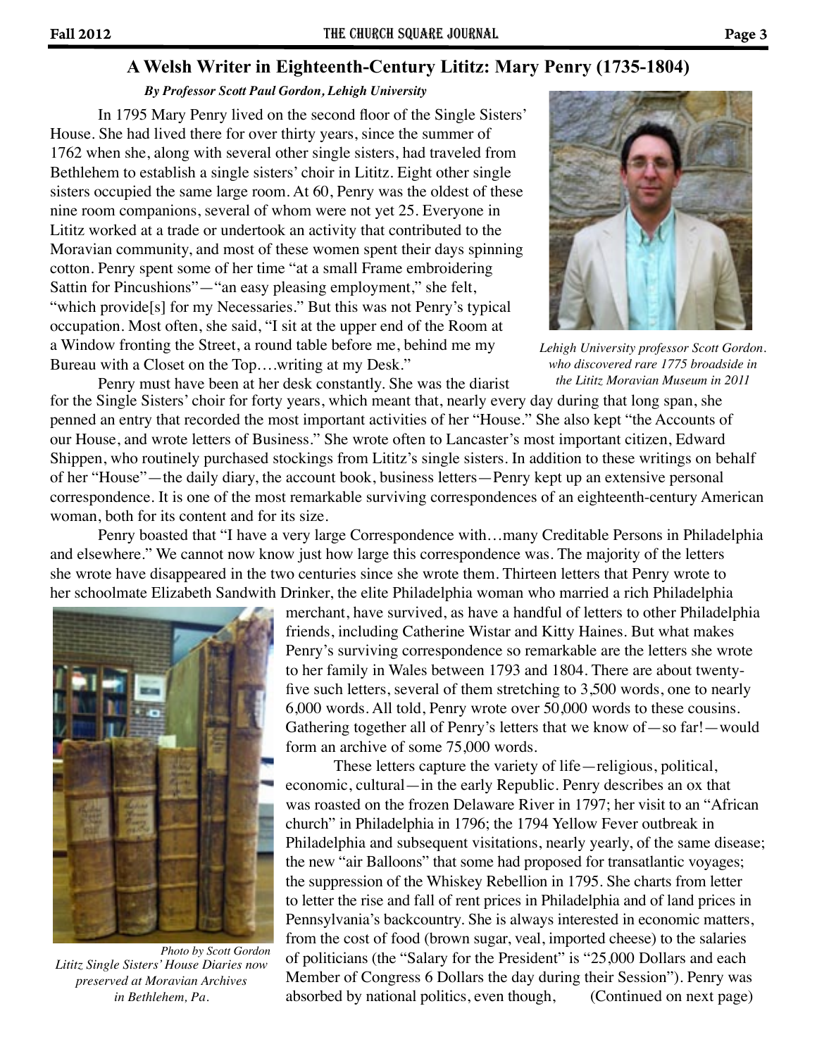## A Welsh Writer in Eighteenth-Century Lititz: Mary Penry (1735-1804)

*By Professor Scott Paul Gordon, Lehigh University*

In 1795 Mary Penry lived on the second floor of the Single Sisters' House. She had lived there for over thirty years, since the summer of 1762 when she, along with several other single sisters, had traveled from Bethlehem to establish a single sisters' choir in Lititz. Eight other single sisters occupied the same large room. At 60, Penry was the oldest of these nine room companions, several of whom were not yet 25. Everyone in Lititz worked at a trade or undertook an activity that contributed to the Moravian community, and most of these women spent their days spinning cotton. Penry spent some of her time "at a small Frame embroidering Sattin for Pincushions"—"an easy pleasing employment," she felt, "which provide[s] for my Necessaries." But this was not Penry's typical occupation. Most often, she said, "I sit at the upper end of the Room at a Window fronting the Street, a round table before me, behind me my Bureau with a Closet on the Top….writing at my Desk."

*Lehigh University professor Scott Gordon. who discovered rare 1775 broadside in the Lititz Moravian Museum in 2011*

Penry must have been at her desk constantly. She was the diarist for the Single Sisters' choir for forty years, which meant that, nearly every day during that long span, she penned an entry that recorded the most important activities of her "House." She also kept "the Accounts of our House, and wrote letters of Business." She wrote often to Lancaster's most important citizen, Edward Shippen, who routinely purchased stockings from Lititz's single sisters. In addition to these writings on behalf of her "House"—the daily diary, the account book, business letters—Penry kept up an extensive personal correspondence. It is one of the most remarkable surviving correspondences of an eighteenth-century American woman, both for its content and for its size.

Penry boasted that "I have a very large Correspondence with…many Creditable Persons in Philadelphia and elsewhere." We cannot now know just how large this correspondence was. The majority of the letters she wrote have disappeared in the two centuries since she wrote them. Thirteen letters that Penry wrote to her schoolmate Elizabeth Sandwith Drinker, the elite Philadelphia woman who married a rich Philadelphia merchant, have survived, as have a handful of letters to other Philadelphia friends, including Catherine Wistar and Kitty Haines. But what makes Penry's surviving correspondence so remarkable are the letters she wrote to her family in Wales between 1793 and 1804. There are about twenty-five such letters, several of them stretching to 3,500 words, one to nearly 6,000 words. All told, Penry wrote over 50,000 words to these cousins. Gathering together all of Penry's letters that we know of—so far!—would form an archive of some 75,000 words.

*Photo by Scott Gordon*
*Lititz Single Sisters' House Diaries now preserved at Moravian Archives in Bethlehem, Pa.*

These letters capture the variety of life—religious, political, economic, cultural—in the early Republic. Penry describes an ox that was roasted on the frozen Delaware River in 1797; her visit to an "African church" in Philadelphia in 1796; the 1794 Yellow Fever outbreak in Philadelphia and subsequent visitations, nearly yearly, of the same disease; the new "air Balloons" that some had proposed for transatlantic voyages; the suppression of the Whiskey Rebellion in 1795. She charts from letter to letter the rise and fall of rent prices in Philadelphia and of land prices in Pennsylvania's backcountry. She is always interested in economic matters, from the cost of food (brown sugar, veal, imported cheese) to the salaries of politicians (the "Salary for the President" is "25,000 Dollars and each Member of Congress 6 Dollars the day during their Session"). Penry was absorbed by national politics, even though, (Continued on next page)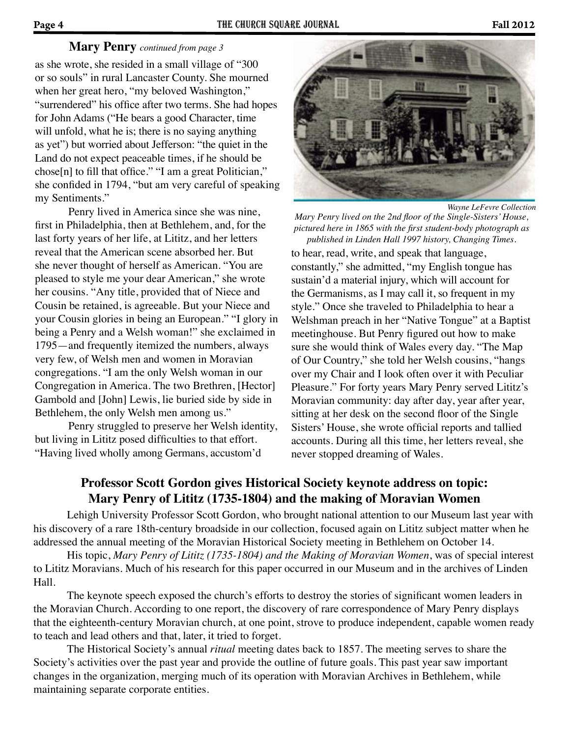**Mary Penry** *continued from page 3*

as she wrote, she resided in a small village of "300 or so souls" in rural Lancaster County. She mourned when her great hero, "my beloved Washington," "surrendered" his office after two terms. She had hopes for John Adams ("He bears a good Character, time will unfold, what he is; there is no saying anything as yet") but worried about Jefferson: "the quiet in the Land do not expect peaceable times, if he should be chose[n] to fill that office." "I am a great Politician," she confided in 1794, "but am very careful of speaking my Sentiments."

Penry lived in America since she was nine, first in Philadelphia, then at Bethlehem, and, for the last forty years of her life, at Lititz, and her letters reveal that the American scene absorbed her. But she never thought of herself as American. "You are pleased to style me your dear American," she wrote her cousins. "Any title, provided that of Niece and Cousin be retained, is agreeable. But your Niece and your Cousin glories in being an European." "I glory in being a Penry and a Welsh woman!" she exclaimed in 1795—and frequently itemized the numbers, always very few, of Welsh men and women in Moravian congregations. "I am the only Welsh woman in our Congregation in America. The two Brethren, [Hector] Gambold and [John] Lewis, lie buried side by side in Bethlehem, the only Welsh men among us."

Penry struggled to preserve her Welsh identity, but living in Lititz posed difficulties to that effort. "Having lived wholly among Germans, accustom'd to hear, read, write, and speak that language, constantly," she admitted, "my English tongue has sustain'd a material injury, which will account for the Germanisms, as I may call it, so frequent in my style." Once she traveled to Philadelphia to hear a Welshman preach in her "Native Tongue" at a Baptist meetinghouse. But Penry figured out how to make sure she would think of Wales every day. "The Map of Our Country," she told her Welsh cousins, "hangs over my Chair and I look often over it with Peculiar Pleasure." For forty years Mary Penry served Lititz's Moravian community: day after day, year after year, sitting at her desk on the second floor of the Single Sisters' House, she wrote official reports and tallied accounts. During all this time, her letters reveal, she never stopped dreaming of Wales.

*Wayne LeFevre Collection*

*Mary Penry lived on the 2nd floor of the Single-Sisters' House, pictured here in 1865 with the first student-body photograph as published in Linden Hall 1997 history, Changing Times.*

## Professor Scott Gordon gives Historical Society keynote address on topic: Mary Penry of Lititz (1735-1804) and the making of Moravian Women

Lehigh University Professor Scott Gordon, who brought national attention to our Museum last year with his discovery of a rare 18th-century broadside in our collection, focused again on Lititz subject matter when he addressed the annual meeting of the Moravian Historical Society meeting in Bethlehem on October 14.

His topic, *Mary Penry of Lititz (1735-1804) and the Making of Moravian Women*, was of special interest to Lititz Moravians. Much of his research for this paper occurred in our Museum and in the archives of Linden Hall.

The keynote speech exposed the church's efforts to destroy the stories of significant women leaders in the Moravian Church. According to one report, the discovery of rare correspondence of Mary Penry displays that the eighteenth-century Moravian church, at one point, strove to produce independent, capable women ready to teach and lead others and that, later, it tried to forget.

The Historical Society's annual *ritual* meeting dates back to 1857. The meeting serves to share the Society's activities over the past year and provide the outline of future goals. This past year saw important changes in the organization, merging much of its operation with Moravian Archives in Bethlehem, while maintaining separate corporate entities.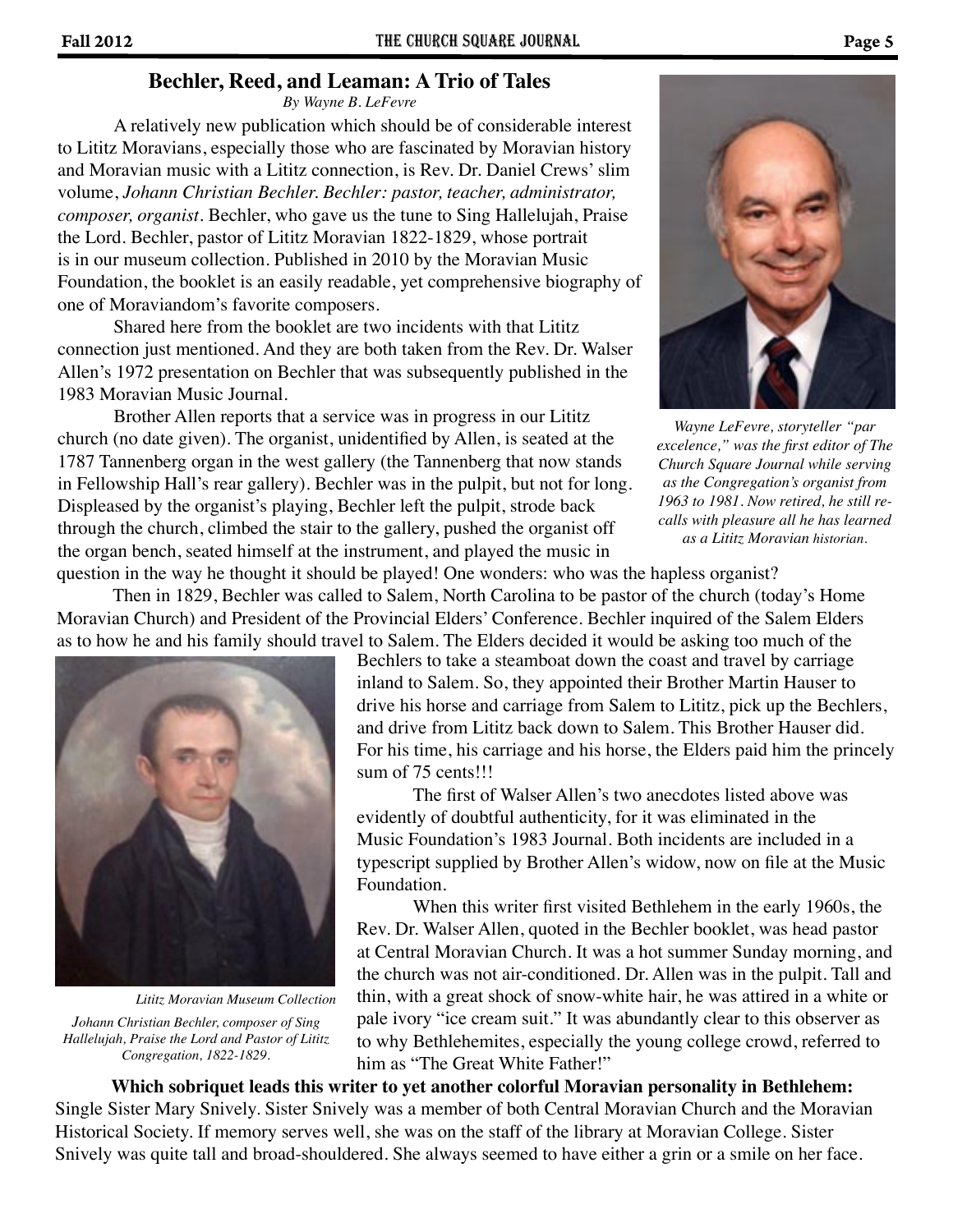## Bechler, Reed, and Leaman: A Trio of Tales

*By Wayne B. LeFevre*

A relatively new publication which should be of considerable interest to Lititz Moravians, especially those who are fascinated by Moravian history and Moravian music with a Lititz connection, is Rev. Dr. Daniel Crews' slim volume, *Johann Christian Bechler. Bechler: pastor, teacher, administrator, composer, organist*. Bechler, who gave us the tune to Sing Hallelujah, Praise the Lord. Bechler, pastor of Lititz Moravian 1822-1829, whose portrait is in our museum collection. Published in 2010 by the Moravian Music Foundation, the booklet is an easily readable, yet comprehensive biography of one of Moraviandom's favorite composers.

Shared here from the booklet are two incidents with that Lititz connection just mentioned. And they are both taken from the Rev. Dr. Walser Allen's 1972 presentation on Bechler that was subsequently published in the 1983 Moravian Music Journal.

Brother Allen reports that a service was in progress in our Lititz church (no date given). The organist, unidentified by Allen, is seated at the 1787 Tannenberg organ in the west gallery (the Tannenberg that now stands in Fellowship Hall's rear gallery). Bechler was in the pulpit, but not for long. Displeased by the organist's playing, Bechler left the pulpit, strode back through the church, climbed the stair to the gallery, pushed the organist off the organ bench, seated himself at the instrument, and played the music in question in the way he thought it should be played! One wonders: who was the hapless organist?

*Wayne LeFevre, storyteller "par excelence," was the first editor of The Church Square Journal while serving as the Congregation's organist from 1963 to 1981. Now retired, he still recalls with pleasure all he has learned as a Lititz Moravian historian.*

Then in 1829, Bechler was called to Salem, North Carolina to be pastor of the church (today's Home Moravian Church) and President of the Provincial Elders' Conference. Bechler inquired of the Salem Elders as to how he and his family should travel to Salem. The Elders decided it would be asking too much of the Bechlers to take a steamboat down the coast and travel by carriage inland to Salem. So, they appointed their Brother Martin Hauser to drive his horse and carriage from Salem to Lititz, pick up the Bechlers, and drive from Lititz back down to Salem. This Brother Hauser did. For his time, his carriage and his horse, the Elders paid him the princely sum of 75 cents!!!

*Lititz Moravian Museum Collection*

*Johann Christian Bechler, composer of Sing Hallelujah, Praise the Lord and Pastor of Lititz Congregation, 1822-1829.*

The first of Walser Allen's two anecdotes listed above was evidently of doubtful authenticity, for it was eliminated in the Music Foundation's 1983 Journal. Both incidents are included in a typescript supplied by Brother Allen's widow, now on file at the Music Foundation.

When this writer first visited Bethlehem in the early 1960s, the Rev. Dr. Walser Allen, quoted in the Bechler booklet, was head pastor at Central Moravian Church. It was a hot summer Sunday morning, and the church was not air-conditioned. Dr. Allen was in the pulpit. Tall and thin, with a great shock of snow-white hair, he was attired in a white or pale ivory "ice cream suit." It was abundantly clear to this observer as to why Bethlehemites, especially the young college crowd, referred to him as "The Great White Father!"

**Which sobriquet leads this writer to yet another colorful Moravian personality in Bethlehem:** Single Sister Mary Snively. Sister Snively was a member of both Central Moravian Church and the Moravian Historical Society. If memory serves well, she was on the staff of the library at Moravian College. Sister Snively was quite tall and broad-shouldered. She always seemed to have either a grin or a smile on her face.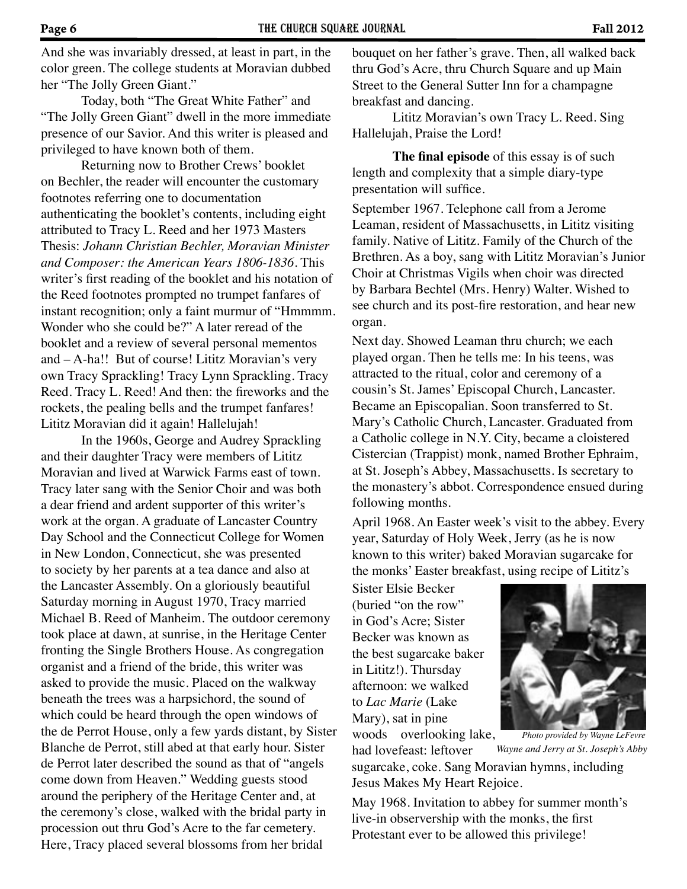And she was invariably dressed, at least in part, in the color green. The college students at Moravian dubbed her "The Jolly Green Giant."

Today, both "The Great White Father" and "The Jolly Green Giant" dwell in the more immediate presence of our Savior. And this writer is pleased and privileged to have known both of them.

Returning now to Brother Crews' booklet on Bechler, the reader will encounter the customary footnotes referring one to documentation authenticating the booklet's contents, including eight attributed to Tracy L. Reed and her 1973 Masters Thesis: *Johann Christian Bechler, Moravian Minister and Composer: the American Years 1806-1836*. This writer's first reading of the booklet and his notation of the Reed footnotes prompted no trumpet fanfares of instant recognition; only a faint murmur of "Hmmmm. Wonder who she could be?" A later reread of the booklet and a review of several personal mementos and – A-ha!! But of course! Lititz Moravian's very own Tracy Sprackling! Tracy Lynn Sprackling. Tracy Reed. Tracy L. Reed! And then: the fireworks and the rockets, the pealing bells and the trumpet fanfares! Lititz Moravian did it again! Hallelujah!

In the 1960s, George and Audrey Sprackling and their daughter Tracy were members of Lititz Moravian and lived at Warwick Farms east of town. Tracy later sang with the Senior Choir and was both a dear friend and ardent supporter of this writer's work at the organ. A graduate of Lancaster Country Day School and the Connecticut College for Women in New London, Connecticut, she was presented to society by her parents at a tea dance and also at the Lancaster Assembly. On a gloriously beautiful Saturday morning in August 1970, Tracy married Michael B. Reed of Manheim. The outdoor ceremony took place at dawn, at sunrise, in the Heritage Center fronting the Single Brothers House. As congregation organist and a friend of the bride, this writer was asked to provide the music. Placed on the walkway beneath the trees was a harpsichord, the sound of which could be heard through the open windows of the de Perrot House, only a few yards distant, by Sister Blanche de Perrot, still abed at that early hour. Sister de Perrot later described the sound as that of "angels come down from Heaven." Wedding guests stood around the periphery of the Heritage Center and, at the ceremony's close, walked with the bridal party in procession out thru God's Acre to the far cemetery. Here, Tracy placed several blossoms from her bridal bouquet on her father's grave. Then, all walked back thru God's Acre, thru Church Square and up Main Street to the General Sutter Inn for a champagne breakfast and dancing.

Lititz Moravian's own Tracy L. Reed. Sing Hallelujah, Praise the Lord!

**The final episode** of this essay is of such length and complexity that a simple diary-type presentation will suffice.

September 1967. Telephone call from a Jerome Leaman, resident of Massachusetts, in Lititz visiting family. Native of Lititz. Family of the Church of the Brethren. As a boy, sang with Lititz Moravian's Junior Choir at Christmas Vigils when choir was directed by Barbara Bechtel (Mrs. Henry) Walter. Wished to see church and its post-fire restoration, and hear new organ.

Next day. Showed Leaman thru church; we each played organ. Then he tells me: In his teens, was attracted to the ritual, color and ceremony of a cousin's St. James' Episcopal Church, Lancaster. Became an Episcopalian. Soon transferred to St. Mary's Catholic Church, Lancaster. Graduated from a Catholic college in N.Y. City, became a cloistered Cistercian (Trappist) monk, named Brother Ephraim, at St. Joseph's Abbey, Massachusetts. Is secretary to the monastery's abbot. Correspondence ensued during following months.

April 1968. An Easter week's visit to the abbey. Every year, Saturday of Holy Week, Jerry (as he is now known to this writer) baked Moravian sugarcake for the monks' Easter breakfast, using recipe of Lititz's Sister Elsie Becker (buried "on the row" in God's Acre; Sister Becker was known as the best sugarcake baker in Lititz!). Thursday afternoon: we walked to *Lac Marie* (Lake Mary), sat in pine woods overlooking lake, had lovefeast: leftover sugarcake, coke. Sang Moravian hymns, including Jesus Makes My Heart Rejoice.

*Photo provided by Wayne LeFevre*

*Wayne and Jerry at St. Joseph's Abby*

May 1968. Invitation to abbey for summer month's live-in observership with the monks, the first Protestant ever to be allowed this privilege!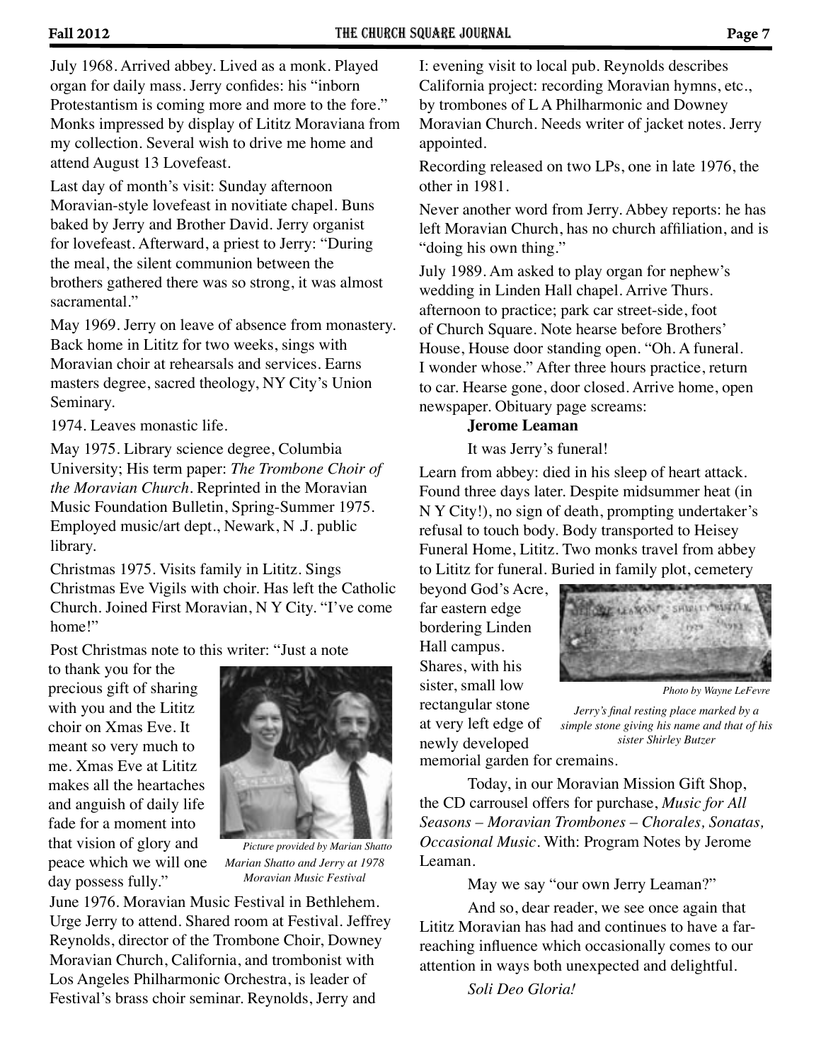July 1968. Arrived abbey. Lived as a monk. Played organ for daily mass. Jerry confides: his "inborn Protestantism is coming more and more to the fore." Monks impressed by display of Lititz Moraviana from my collection. Several wish to drive me home and attend August 13 Lovefeast.

Last day of month's visit: Sunday afternoon Moravian-style lovefeast in novitiate chapel. Buns baked by Jerry and Brother David. Jerry organist for lovefeast. Afterward, a priest to Jerry: "During the meal, the silent communion between the brothers gathered there was so strong, it was almost sacramental."

May 1969. Jerry on leave of absence from monastery. Back home in Lititz for two weeks, sings with Moravian choir at rehearsals and services. Earns masters degree, sacred theology, NY City's Union Seminary.

1974. Leaves monastic life.

May 1975. Library science degree, Columbia University; His term paper: *The Trombone Choir of the Moravian Church*. Reprinted in the Moravian Music Foundation Bulletin, Spring-Summer 1975. Employed music/art dept., Newark, N .J. public library.

Christmas 1975. Visits family in Lititz. Sings Christmas Eve Vigils with choir. Has left the Catholic Church. Joined First Moravian, N Y City. "I've come home!"

Post Christmas note to this writer: "Just a note to thank you for the precious gift of sharing with you and the Lititz choir on Xmas Eve. It meant so very much to me. Xmas Eve at Lititz makes all the heartaches and anguish of daily life fade for a moment into that vision of glory and peace which we will one day possess fully."

*Picture provided by Marian Shatto*

*Marian Shatto and Jerry at 1978 Moravian Music Festival*

June 1976. Moravian Music Festival in Bethlehem. Urge Jerry to attend. Shared room at Festival. Jeffrey Reynolds, director of the Trombone Choir, Downey Moravian Church, California, and trombonist with Los Angeles Philharmonic Orchestra, is leader of Festival's brass choir seminar. Reynolds, Jerry and I: evening visit to local pub. Reynolds describes California project: recording Moravian hymns, etc., by trombones of L A Philharmonic and Downey Moravian Church. Needs writer of jacket notes. Jerry appointed.

Recording released on two LPs, one in late 1976, the other in 1981.

Never another word from Jerry. Abbey reports: he has left Moravian Church, has no church affiliation, and is "doing his own thing."

July 1989. Am asked to play organ for nephew's wedding in Linden Hall chapel. Arrive Thurs. afternoon to practice; park car street-side, foot of Church Square. Note hearse before Brothers' House, House door standing open. "Oh. A funeral. I wonder whose." After three hours practice, return to car. Hearse gone, door closed. Arrive home, open newspaper. Obituary page screams:

**Jerome Leaman**

It was Jerry's funeral!

Learn from abbey: died in his sleep of heart attack. Found three days later. Despite midsummer heat (in N Y City!), no sign of death, prompting undertaker's refusal to touch body. Body transported to Heisey Funeral Home, Lititz. Two monks travel from abbey to Lititz for funeral. Buried in family plot, cemetery beyond God's Acre, far eastern edge bordering Linden Hall campus. Shares, with his sister, small low rectangular stone at very left edge of newly developed memorial garden for cremains.

*Photo by Wayne LeFevre*

*Jerry's final resting place marked by a simple stone giving his name and that of his sister Shirley Butzer*

Today, in our Moravian Mission Gift Shop, the CD carrousel offers for purchase, *Music for All Seasons – Moravian Trombones – Chorales, Sonatas, Occasional Music*. With: Program Notes by Jerome Leaman.

May we say "our own Jerry Leaman?"

And so, dear reader, we see once again that Lititz Moravian has had and continues to have a far-reaching influence which occasionally comes to our attention in ways both unexpected and delightful.

*Soli Deo Gloria!*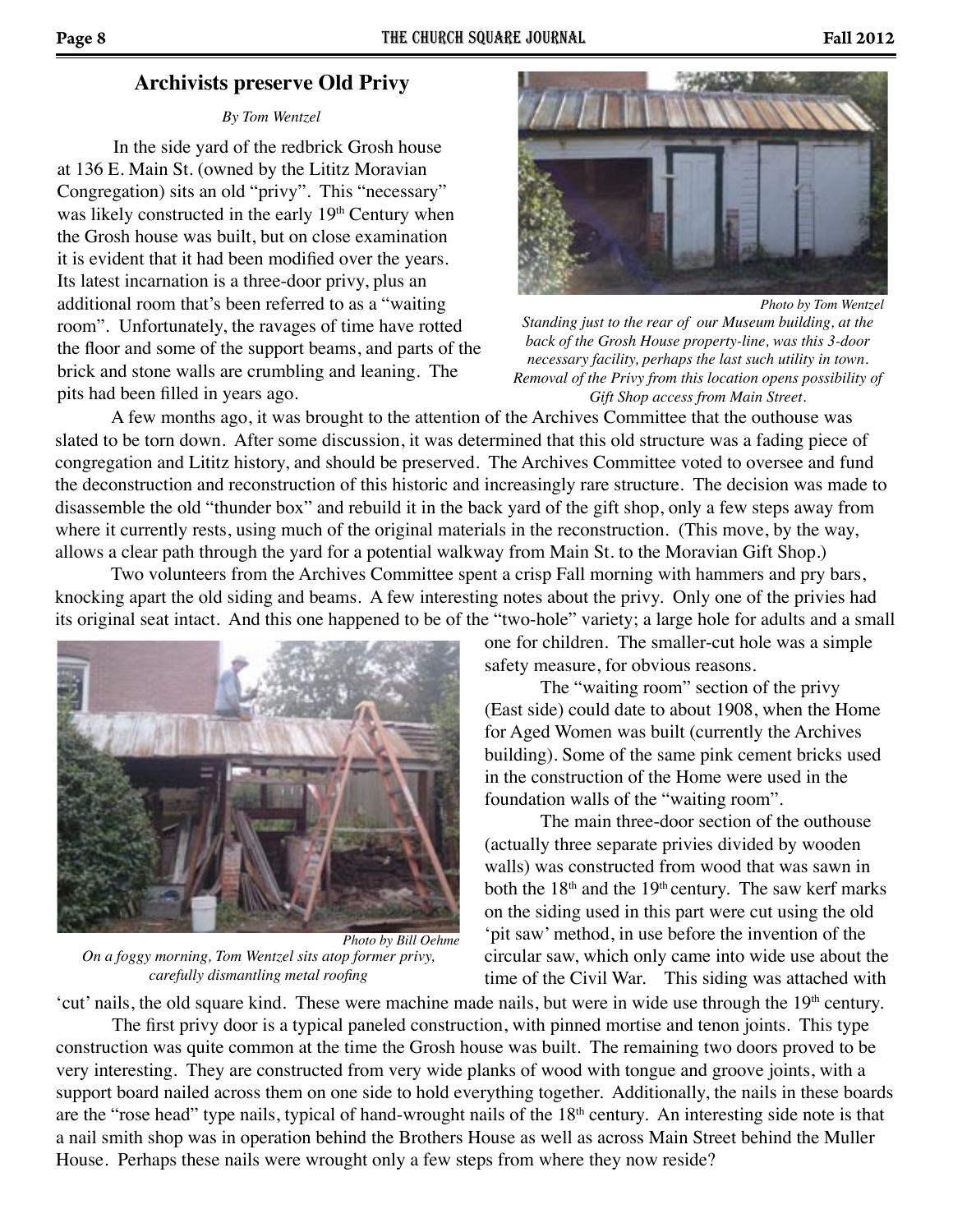## Archivists preserve Old Privy

*By Tom Wentzel*

In the side yard of the redbrick Grosh house at 136 E. Main St. (owned by the Lititz Moravian Congregation) sits an old "privy". This "necessary" was likely constructed in the early 19th Century when the Grosh house was built, but on close examination it is evident that it had been modified over the years. Its latest incarnation is a three-door privy, plus an additional room that's been referred to as a "waiting room". Unfortunately, the ravages of time have rotted the floor and some of the support beams, and parts of the brick and stone walls are crumbling and leaning. The pits had been filled in years ago.

*Photo by Tom Wentzel*

*Standing just to the rear of our Museum building, at the back of the Grosh House property-line, was this 3-door necessary facility, perhaps the last such utility in town. Removal of the Privy from this location opens possibility of Gift Shop access from Main Street.*

A few months ago, it was brought to the attention of the Archives Committee that the outhouse was slated to be torn down. After some discussion, it was determined that this old structure was a fading piece of congregation and Lititz history, and should be preserved. The Archives Committee voted to oversee and fund the deconstruction and reconstruction of this historic and increasingly rare structure. The decision was made to disassemble the old "thunder box" and rebuild it in the back yard of the gift shop, only a few steps away from where it currently rests, using much of the original materials in the reconstruction. (This move, by the way, allows a clear path through the yard for a potential walkway from Main St. to the Moravian Gift Shop.)

Two volunteers from the Archives Committee spent a crisp Fall morning with hammers and pry bars, knocking apart the old siding and beams. A few interesting notes about the privy. Only one of the privies had its original seat intact. And this one happened to be of the "two-hole" variety; a large hole for adults and a small one for children. The smaller-cut hole was a simple safety measure, for obvious reasons.

*Photo by Bill Oehme*

*On a foggy morning, Tom Wentzel sits atop former privy, carefully dismantling metal roofing*

The "waiting room" section of the privy (East side) could date to about 1908, when the Home for Aged Women was built (currently the Archives building). Some of the same pink cement bricks used in the construction of the Home were used in the foundation walls of the "waiting room".

The main three-door section of the outhouse (actually three separate privies divided by wooden walls) was constructed from wood that was sawn in both the 18th and the 19th century. The saw kerf marks on the siding used in this part were cut using the old 'pit saw' method, in use before the invention of the circular saw, which only came into wide use about the time of the Civil War. This siding was attached with 'cut' nails, the old square kind. These were machine made nails, but were in wide use through the 19th century.

The first privy door is a typical paneled construction, with pinned mortise and tenon joints. This type construction was quite common at the time the Grosh house was built. The remaining two doors proved to be very interesting. They are constructed from very wide planks of wood with tongue and groove joints, with a support board nailed across them on one side to hold everything together. Additionally, the nails in these boards are the "rose head" type nails, typical of hand-wrought nails of the 18th century. An interesting side note is that a nail smith shop was in operation behind the Brothers House as well as across Main Street behind the Muller House. Perhaps these nails were wrought only a few steps from where they now reside?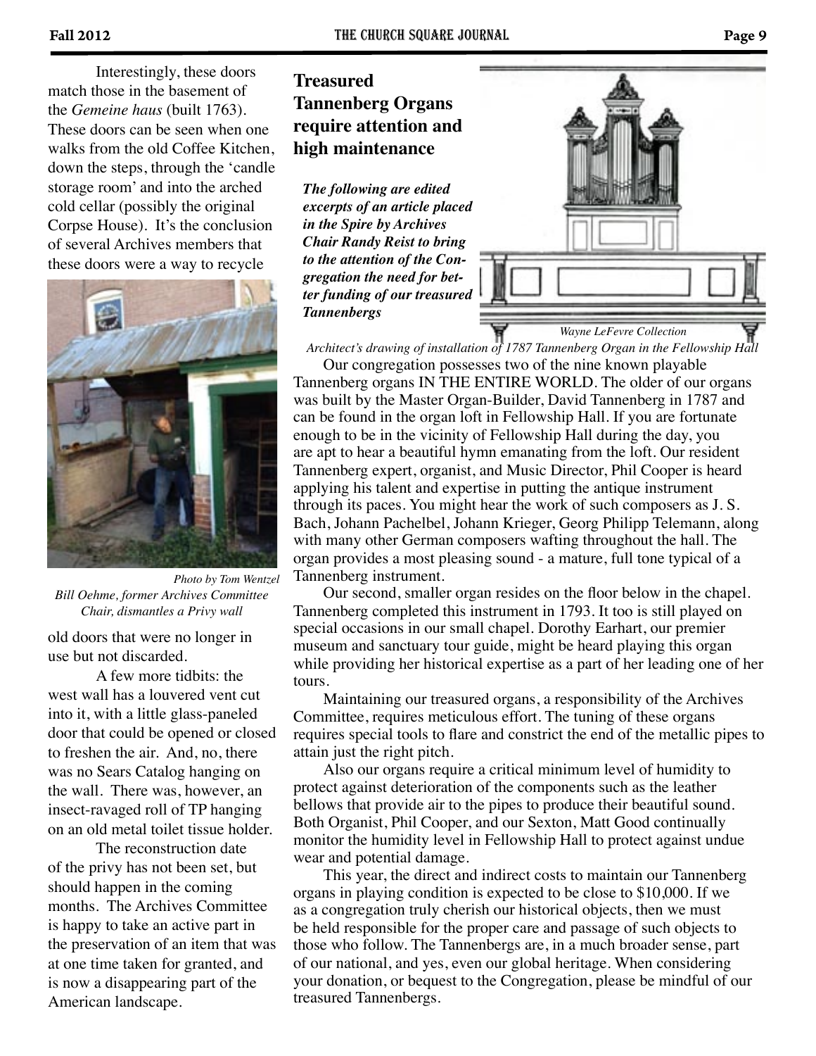Interestingly, these doors match those in the basement of the *Gemeine haus* (built 1763). These doors can be seen when one walks from the old Coffee Kitchen, down the steps, through the 'candle storage room' and into the arched cold cellar (possibly the original Corpse House). It's the conclusion of several Archives members that these doors were a way to recycle old doors that were no longer in use but not discarded.

*Photo by Tom Wentzel*
*Bill Oehme, former Archives Committee Chair, dismantles a Privy wall*

A few more tidbits: the west wall has a louvered vent cut into it, with a little glass-paneled door that could be opened or closed to freshen the air. And, no, there was no Sears Catalog hanging on the wall. There was, however, an insect-ravaged roll of TP hanging on an old metal toilet tissue holder.

The reconstruction date of the privy has not been set, but should happen in the coming months. The Archives Committee is happy to take an active part in the preservation of an item that was at one time taken for granted, and is now a disappearing part of the American landscape.

## Treasured Tannenberg Organs require attention and high maintenance

***The following are edited excerpts of an article placed in the Spire by Archives Chair Randy Reist to bring to the attention of the Congregation the need for better funding of our treasured Tannenbergs***

*Wayne LeFevre Collection*
*Architect's drawing of installation of 1787 Tannenberg Organ in the Fellowship Hall*

Our congregation possesses two of the nine known playable Tannenberg organs IN THE ENTIRE WORLD. The older of our organs was built by the Master Organ-Builder, David Tannenberg in 1787 and can be found in the organ loft in Fellowship Hall. If you are fortunate enough to be in the vicinity of Fellowship Hall during the day, you are apt to hear a beautiful hymn emanating from the loft. Our resident Tannenberg expert, organist, and Music Director, Phil Cooper is heard applying his talent and expertise in putting the antique instrument through its paces. You might hear the work of such composers as J. S. Bach, Johann Pachelbel, Johann Krieger, Georg Philipp Telemann, along with many other German composers wafting throughout the hall. The organ provides a most pleasing sound - a mature, full tone typical of a Tannenberg instrument.

Our second, smaller organ resides on the floor below in the chapel. Tannenberg completed this instrument in 1793. It too is still played on special occasions in our small chapel. Dorothy Earhart, our premier museum and sanctuary tour guide, might be heard playing this organ while providing her historical expertise as a part of her leading one of her tours.

Maintaining our treasured organs, a responsibility of the Archives Committee, requires meticulous effort. The tuning of these organs requires special tools to flare and constrict the end of the metallic pipes to attain just the right pitch.

Also our organs require a critical minimum level of humidity to protect against deterioration of the components such as the leather bellows that provide air to the pipes to produce their beautiful sound. Both Organist, Phil Cooper, and our Sexton, Matt Good continually monitor the humidity level in Fellowship Hall to protect against undue wear and potential damage.

This year, the direct and indirect costs to maintain our Tannenberg organs in playing condition is expected to be close to $10,000. If we as a congregation truly cherish our historical objects, then we must be held responsible for the proper care and passage of such objects to those who follow. The Tannenbergs are, in a much broader sense, part of our national, and yes, even our global heritage. When considering your donation, or bequest to the Congregation, please be mindful of our treasured Tannenbergs.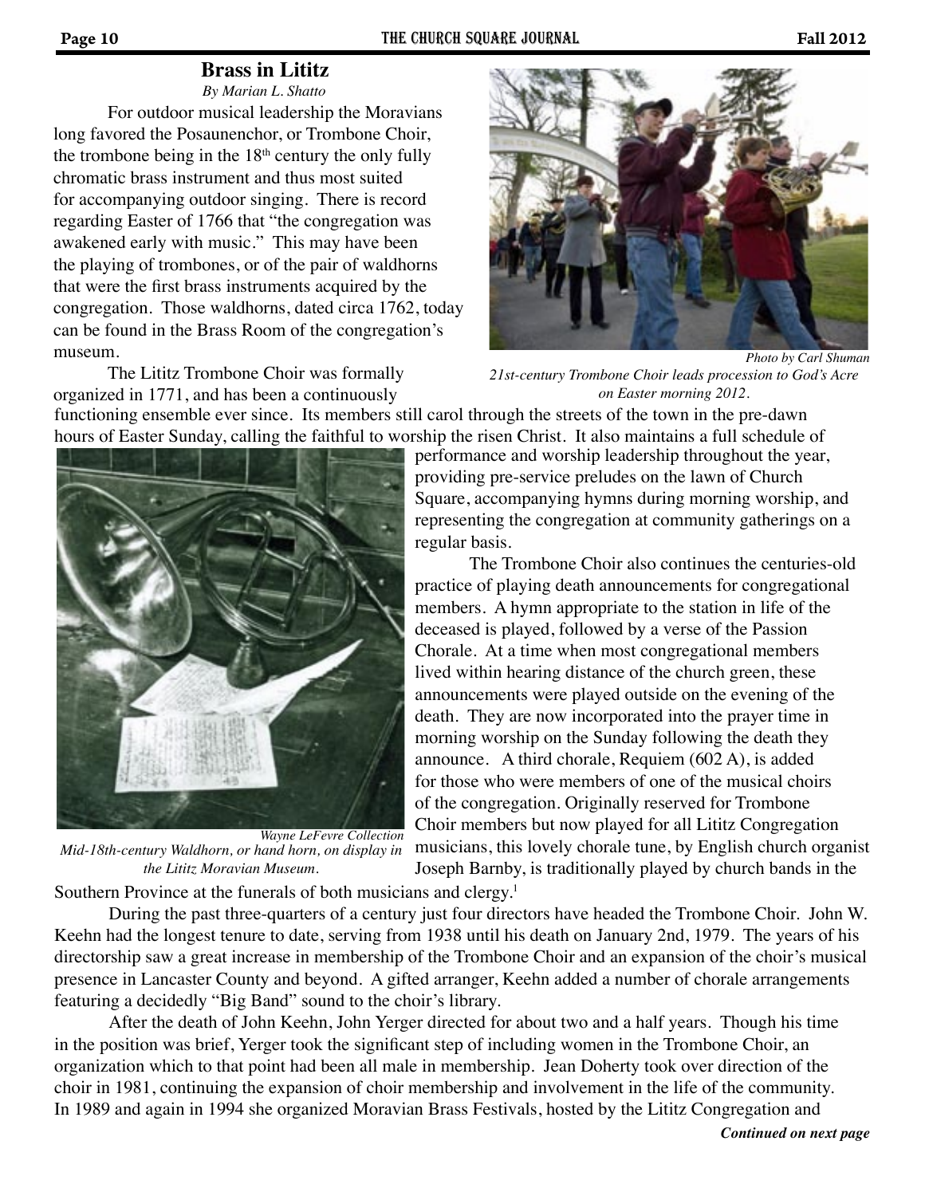## Brass in Lititz

*By Marian L. Shatto*

For outdoor musical leadership the Moravians long favored the Posaunenchor, or Trombone Choir, the trombone being in the 18th century the only fully chromatic brass instrument and thus most suited for accompanying outdoor singing. There is record regarding Easter of 1766 that "the congregation was awakened early with music." This may have been the playing of trombones, or of the pair of waldhorns that were the first brass instruments acquired by the congregation. Those waldhorns, dated circa 1762, today can be found in the Brass Room of the congregation's museum.

*Photo by Carl Shuman*
*21st-century Trombone Choir leads procession to God's Acre on Easter morning 2012.*

The Lititz Trombone Choir was formally organized in 1771, and has been a continuously functioning ensemble ever since. Its members still carol through the streets of the town in the pre-dawn hours of Easter Sunday, calling the faithful to worship the risen Christ. It also maintains a full schedule of performance and worship leadership throughout the year, providing pre-service preludes on the lawn of Church Square, accompanying hymns during morning worship, and representing the congregation at community gatherings on a regular basis.

*Wayne LeFevre Collection*
*Mid-18th-century Waldhorn, or hand horn, on display in the Lititz Moravian Museum.*

The Trombone Choir also continues the centuries-old practice of playing death announcements for congregational members. A hymn appropriate to the station in life of the deceased is played, followed by a verse of the Passion Chorale. At a time when most congregational members lived within hearing distance of the church green, these announcements were played outside on the evening of the death. They are now incorporated into the prayer time in morning worship on the Sunday following the death they announce. A third chorale, Requiem (602 A), is added for those who were members of one of the musical choirs of the congregation. Originally reserved for Trombone Choir members but now played for all Lititz Congregation musicians, this lovely chorale tune, by English church organist Joseph Barnby, is traditionally played by church bands in the Southern Province at the funerals of both musicians and clergy.[1]

During the past three-quarters of a century just four directors have headed the Trombone Choir. John W. Keehn had the longest tenure to date, serving from 1938 until his death on January 2nd, 1979. The years of his directorship saw a great increase in membership of the Trombone Choir and an expansion of the choir's musical presence in Lancaster County and beyond. A gifted arranger, Keehn added a number of chorale arrangements featuring a decidedly "Big Band" sound to the choir's library.

After the death of John Keehn, John Yerger directed for about two and a half years. Though his time in the position was brief, Yerger took the significant step of including women in the Trombone Choir, an organization which to that point had been all male in membership. Jean Doherty took over direction of the choir in 1981, continuing the expansion of choir membership and involvement in the life of the community. In 1989 and again in 1994 she organized Moravian Brass Festivals, hosted by the Lititz Congregation and

***Continued on next page***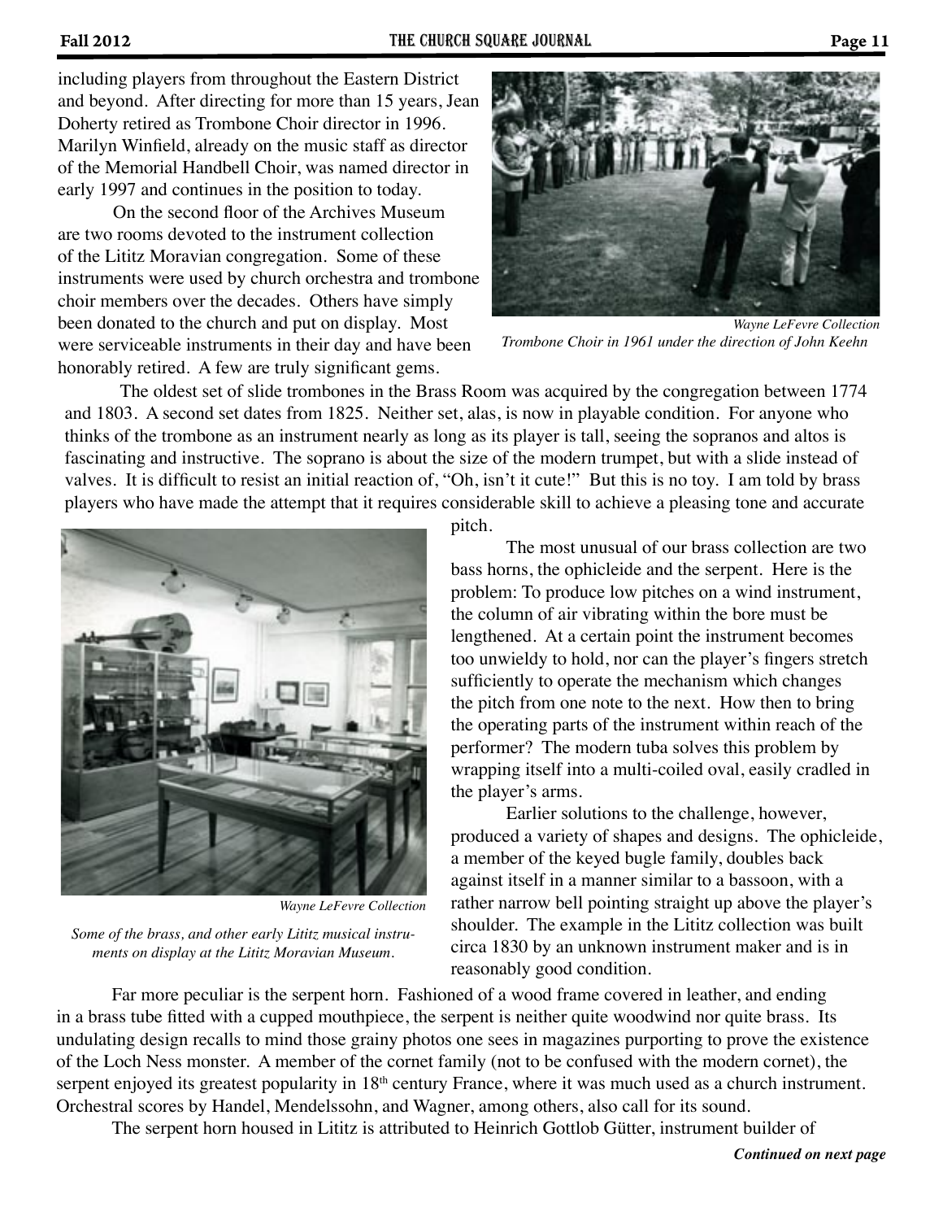including players from throughout the Eastern District and beyond. After directing for more than 15 years, Jean Doherty retired as Trombone Choir director in 1996. Marilyn Winfield, already on the music staff as director of the Memorial Handbell Choir, was named director in early 1997 and continues in the position to today.

On the second floor of the Archives Museum are two rooms devoted to the instrument collection of the Lititz Moravian congregation. Some of these instruments were used by church orchestra and trombone choir members over the decades. Others have simply been donated to the church and put on display. Most were serviceable instruments in their day and have been honorably retired. A few are truly significant gems.

*Wayne LeFevre Collection*

*Trombone Choir in 1961 under the direction of John Keehn*

The oldest set of slide trombones in the Brass Room was acquired by the congregation between 1774 and 1803. A second set dates from 1825. Neither set, alas, is now in playable condition. For anyone who thinks of the trombone as an instrument nearly as long as its player is tall, seeing the sopranos and altos is fascinating and instructive. The soprano is about the size of the modern trumpet, but with a slide instead of valves. It is difficult to resist an initial reaction of, "Oh, isn't it cute!" But this is no toy. I am told by brass players who have made the attempt that it requires considerable skill to achieve a pleasing tone and accurate pitch.

*Wayne LeFevre Collection*

*Some of the brass, and other early Lititz musical instruments on display at the Lititz Moravian Museum.*

The most unusual of our brass collection are two bass horns, the ophicleide and the serpent. Here is the problem: To produce low pitches on a wind instrument, the column of air vibrating within the bore must be lengthened. At a certain point the instrument becomes too unwieldy to hold, nor can the player's fingers stretch sufficiently to operate the mechanism which changes the pitch from one note to the next. How then to bring the operating parts of the instrument within reach of the performer? The modern tuba solves this problem by wrapping itself into a multi-coiled oval, easily cradled in the player's arms.

Earlier solutions to the challenge, however, produced a variety of shapes and designs. The ophicleide, a member of the keyed bugle family, doubles back against itself in a manner similar to a bassoon, with a rather narrow bell pointing straight up above the player's shoulder. The example in the Lititz collection was built circa 1830 by an unknown instrument maker and is in reasonably good condition.

Far more peculiar is the serpent horn. Fashioned of a wood frame covered in leather, and ending in a brass tube fitted with a cupped mouthpiece, the serpent is neither quite woodwind nor quite brass. Its undulating design recalls to mind those grainy photos one sees in magazines purporting to prove the existence of the Loch Ness monster. A member of the cornet family (not to be confused with the modern cornet), the serpent enjoyed its greatest popularity in 18th century France, where it was much used as a church instrument. Orchestral scores by Handel, Mendelssohn, and Wagner, among others, also call for its sound.

The serpent horn housed in Lititz is attributed to Heinrich Gottlob Gütter, instrument builder of

***Continued on next page***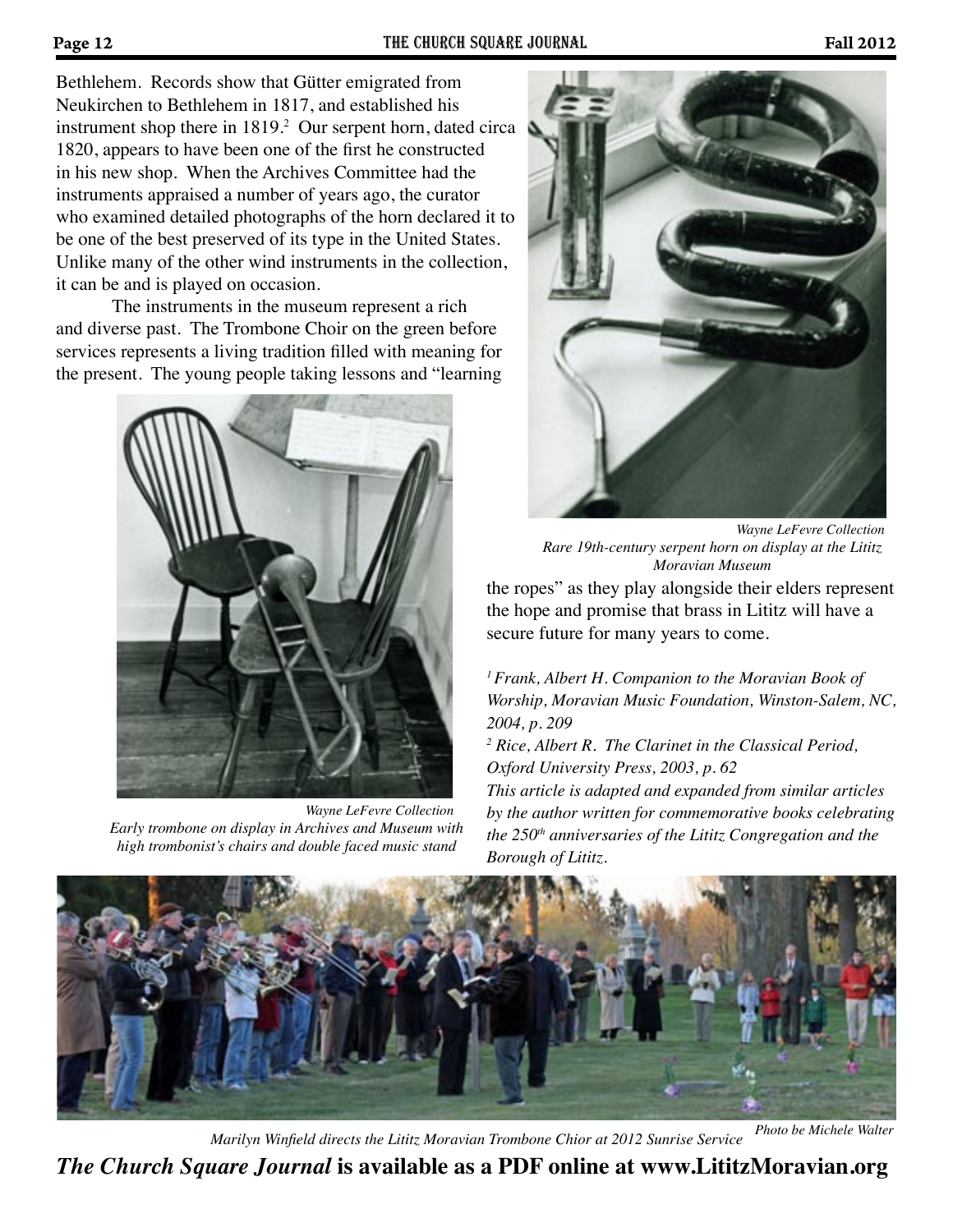Bethlehem. Records show that Gütter emigrated from Neukirchen to Bethlehem in 1817, and established his instrument shop there in 1819.[2] Our serpent horn, dated circa 1820, appears to have been one of the first he constructed in his new shop. When the Archives Committee had the instruments appraised a number of years ago, the curator who examined detailed photographs of the horn declared it to be one of the best preserved of its type in the United States. Unlike many of the other wind instruments in the collection, it can be and is played on occasion.

The instruments in the museum represent a rich and diverse past. The Trombone Choir on the green before services represents a living tradition filled with meaning for the present. The young people taking lessons and "learning the ropes" as they play alongside their elders represent the hope and promise that brass in Lititz will have a secure future for many years to come.

*Wayne LeFevre Collection*
*Early trombone on display in Archives and Museum with high trombonist's chairs and double faced music stand*

*Wayne LeFevre Collection*
*Rare 19th-century serpent horn on display at the Lititz Moravian Museum*

*[1] Frank, Albert H. Companion to the Moravian Book of Worship, Moravian Music Foundation, Winston-Salem, NC, 2004, p. 209*

*[2] Rice, Albert R. The Clarinet in the Classical Period, Oxford University Press, 2003, p. 62*

*This article is adapted and expanded from similar articles by the author written for commemorative books celebrating the 250th anniversaries of the Lititz Congregation and the Borough of Lititz.*

*Photo be Michele Walter*
*Marilyn Winfield directs the Lititz Moravian Trombone Chior at 2012 Sunrise Service*

***The Church Square Journal* is available as a PDF online at www.LititzMoravian.org**